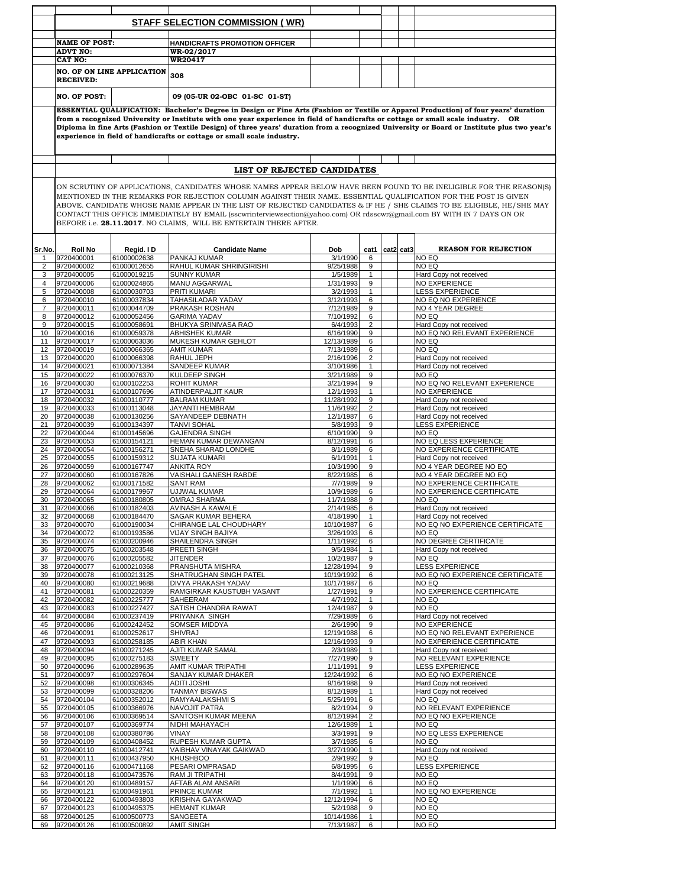## STAFF SELECTION COMMISSION ( WR)

| | |
|---|---|
| **NAME OF POST:** | **HANDICRAFTS PROMOTION OFFICER** |
| **ADVT NO:** | **WR-02/2017** |
| **CAT NO:** | **WR20417** |
| **NO. OF ON LINE APPLICATION RECEIVED:** | **308** |
| **NO. OF POST:** | **09 (05-UR 02-OBC 01-SC 01-ST)** |

**ESSENTIAL QUALIFICATION: Bachelor's Degree in Design or Fine Arts (Fashion or Textile or Apparel Production) of four years' duration from a recognized University or Institute with one year experience in field of handicrafts or cottage or small scale industry. OR Diploma in fine Arts (Fashion or Textile Design) of three years' duration from a recognized University or Board or Institute plus two year's experience in field of handicrafts or cottage or small scale industry.**

## LIST OF REJECTED CANDIDATES

ON SCRUTINY OF APPLICATIONS, CANDIDATES WHOSE NAMES APPEAR BELOW HAVE BEEN FOUND TO BE INELIGIBLE FOR THE REASON(S) MENTIONED IN THE REMARKS FOR REJECTION COLUMN AGAINST THEIR NAME. ESSENTIAL QUALIFICATION FOR THE POST IS GIVEN ABOVE. CANDIDATE WHOSE NAME APPEAR IN THE LIST OF REJECTED CANDIDATES & IF HE / SHE CLAIMS TO BE ELIGIBLE, HE/SHE MAY CONTACT THIS OFFICE IMMEDIATELY BY EMAIL (sscwrinterviewsection@yahoo.com) OR rdsscwr@gmail.com BY WITH IN 7 DAYS ON OR BEFORE i.e. **28.11.2017**. NO CLAIMS, WILL BE ENTERTAIN THERE AFTER.

| Sr.No. | Roll No | Regid. I D | Candidate Name | Dob | cat1 | cat2 | cat3 | REASON FOR REJECTION |
|---|---|---|---|---|---|---|---|---|
| 1 | 9720400001 | 61000002638 | PANKAJ KUMAR | 3/1/1990 | 6 | | | NO EQ |
| 2 | 9720400002 | 61000012655 | RAHUL KUMAR SHRINGIRISHI | 9/25/1988 | 9 | | | NO EQ |
| 3 | 9720400005 | 61000019215 | SUNNY KUMAR | 1/5/1989 | 1 | | | Hard Copy not received |
| 4 | 9720400006 | 61000024865 | MANU AGGARWAL | 1/31/1993 | 9 | | | NO EXPERIENCE |
| 5 | 9720400008 | 61000030703 | PRITI KUMARI | 3/2/1993 | 1 | | | LESS EXPERIENCE |
| 6 | 9720400010 | 61000037834 | TAHASILADAR YADAV | 3/12/1993 | 6 | | | NO EQ NO EXPERIENCE |
| 7 | 9720400011 | 61000044709 | PRAKASH ROSHAN | 7/12/1989 | 9 | | | NO 4 YEAR DEGREE |
| 8 | 9720400012 | 61000052456 | GARIMA YADAV | 7/10/1992 | 6 | | | NO EQ |
| 9 | 9720400015 | 61000058691 | BHUKYA SRINIVASA RAO | 6/4/1993 | 2 | | | Hard Copy not received |
| 10 | 9720400016 | 61000059378 | ABHISHEK KUMAR | 6/16/1990 | 9 | | | NO EQ NO RELEVANT EXPERIENCE |
| 11 | 9720400017 | 61000063036 | MUKESH KUMAR GEHLOT | 12/13/1989 | 6 | | | NO EQ |
| 12 | 9720400019 | 61000066365 | AMIT KUMAR | 7/13/1989 | 6 | | | NO EQ |
| 13 | 9720400020 | 61000066398 | RAHUL JEPH | 2/16/1996 | 2 | | | Hard Copy not received |
| 14 | 9720400021 | 61000071384 | SANDEEP KUMAR | 3/10/1986 | 1 | | | Hard Copy not received |
| 15 | 9720400022 | 61000076370 | KULDEEP SINGH | 3/21/1989 | 9 | | | NO EQ |
| 16 | 9720400030 | 61000102253 | ROHIT KUMAR | 3/21/1994 | 9 | | | NO EQ NO RELEVANT EXPERIENCE |
| 17 | 9720400031 | 61000107696 | ATINDERPALJIT KAUR | 12/1/1993 | 1 | | | NO EXPERIENCE |
| 18 | 9720400032 | 61000110777 | BALRAM KUMAR | 11/28/1992 | 9 | | | Hard Copy not received |
| 19 | 9720400033 | 61000113048 | JAYANTI HEMBRAM | 11/6/1992 | 2 | | | Hard Copy not received |
| 20 | 9720400038 | 61000130256 | SAYANDEEP DEBNATH | 12/1/1987 | 6 | | | Hard Copy not received |
| 21 | 9720400039 | 61000134397 | TANVI SOHAL | 5/8/1993 | 9 | | | LESS EXPERIENCE |
| 22 | 9720400044 | 61000145696 | GAJENDRA SINGH | 6/10/1990 | 9 | | | NO EQ |
| 23 | 9720400053 | 61000154121 | HEMAN KUMAR DEWANGAN | 8/12/1991 | 6 | | | NO EQ LESS EXPERIENCE |
| 24 | 9720400054 | 61000156271 | SNEHA SHARAD LONDHE | 8/1/1989 | 6 | | | NO EXPERIENCE CERTIFICATE |
| 25 | 9720400055 | 61000159312 | SUJATA KUMARI | 6/1/1991 | 1 | | | Hard Copy not received |
| 26 | 9720400059 | 61000167747 | ANKITA ROY | 10/3/1990 | 9 | | | NO 4 YEAR DEGREE NO EQ |
| 27 | 9720400060 | 61000167826 | VAISHALI GANESH RABDE | 8/22/1985 | 6 | | | NO 4 YEAR DEGREE NO EQ |
| 28 | 9720400062 | 61000171582 | SANT RAM | 7/7/1989 | 9 | | | NO EXPERIENCE CERTIFICATE |
| 29 | 9720400064 | 61000179967 | UJJWAL KUMAR | 10/9/1989 | 6 | | | NO EXPERIENCE CERTIFICATE |
| 30 | 9720400065 | 61000180805 | OMRAJ SHARMA | 11/7/1988 | 9 | | | NO EQ |
| 31 | 9720400066 | 61000182403 | AVINASH A KAWALE | 2/14/1985 | 6 | | | Hard Copy not received |
| 32 | 9720400068 | 61000184470 | SAGAR KUMAR BEHERA | 4/18/1990 | 1 | | | Hard Copy not received |
| 33 | 9720400070 | 61000190034 | CHIRANGE LAL CHOUDHARY | 10/10/1987 | 6 | | | NO EQ NO EXPERIENCE CERTIFICATE |
| 34 | 9720400072 | 61000193586 | VIJAY SINGH BAJIYA | 3/26/1993 | 6 | | | NO EQ |
| 35 | 9720400074 | 61000200946 | SHAILENDRA SINGH | 1/11/1992 | 6 | | | NO DEGREE CERTIFICATE |
| 36 | 9720400075 | 61000203548 | PREETI SINGH | 9/5/1984 | 1 | | | Hard Copy not received |
| 37 | 9720400076 | 61000205582 | JITENDER | 10/2/1987 | 9 | | | NO EQ |
| 38 | 9720400077 | 61000210368 | PRANSHUTA MISHRA | 12/28/1994 | 9 | | | LESS EXPERIENCE |
| 39 | 9720400078 | 61000213125 | SHATRUGHAN SINGH PATEL | 10/19/1992 | 6 | | | NO EQ NO EXPERIENCE CERTIFICATE |
| 40 | 9720400080 | 61000219688 | DIVYA PRAKASH YADAV | 10/17/1987 | 6 | | | NO EQ |
| 41 | 9720400081 | 61000220359 | RAMGIRKAR KAUSTUBH VASANT | 1/27/1991 | 9 | | | NO EXPERIENCE CERTIFICATE |
| 42 | 9720400082 | 61000225777 | SAHEERAM | 4/7/1992 | 1 | | | NO EQ |
| 43 | 9720400083 | 61000227427 | SATISH CHANDRA RAWAT | 12/4/1987 | 9 | | | NO EQ |
| 44 | 9720400084 | 61000237419 | PRIYANKA SINGH | 7/29/1989 | 6 | | | Hard Copy not received |
| 45 | 9720400086 | 61000242452 | SOMSER MIDDYA | 2/6/1990 | 9 | | | NO EXPERIENCE |
| 46 | 9720400091 | 61000252617 | SHIVRAJ | 12/19/1988 | 6 | | | NO EQ NO RELEVANT EXPERIENCE |
| 47 | 9720400093 | 61000258185 | ABIR KHAN | 12/16/1993 | 9 | | | NO EXPERIENCE CERTIFICATE |
| 48 | 9720400094 | 61000271245 | AJITI KUMAR SAMAL | 2/3/1989 | 1 | | | Hard Copy not received |
| 49 | 9720400095 | 61000275183 | SWEETY | 7/27/1990 | 9 | | | NO RELEVANT EXPERIENCE |
| 50 | 9720400096 | 61000289635 | AMIT KUMAR TRIPATHI | 1/11/1991 | 9 | | | LESS EXPERIENCE |
| 51 | 9720400097 | 61000297604 | SANJAY KUMAR DHAKER | 12/24/1992 | 6 | | | NO EQ NO EXPERIENCE |
| 52 | 9720400098 | 61000306345 | ADITI JOSHI | 9/16/1988 | 9 | | | Hard Copy not received |
| 53 | 9720400099 | 61000328206 | TANMAY BISWAS | 8/12/1989 | 1 | | | Hard Copy not received |
| 54 | 9720400104 | 61000352012 | RAMYAALAKSHMI S | 5/25/1991 | 6 | | | NO EQ |
| 55 | 9720400105 | 61000366976 | NAVOJIT PATRA | 8/2/1994 | 9 | | | NO RELEVANT EXPERIENCE |
| 56 | 9720400106 | 61000369514 | SANTOSH KUMAR MEENA | 8/12/1994 | 2 | | | NO EQ NO EXPERIENCE |
| 57 | 9720400107 | 61000369774 | NIDHI MAHAYACH | 12/6/1989 | 1 | | | NO EQ |
| 58 | 9720400108 | 61000380786 | VINAY | 3/3/1991 | 9 | | | NO EQ LESS EXPERIENCE |
| 59 | 9720400109 | 61000408452 | RUPESH KUMAR GUPTA | 3/7/1985 | 6 | | | NO EQ |
| 60 | 9720400110 | 61000412741 | VAIBHAV VINAYAK GAIKWAD | 3/27/1990 | 1 | | | Hard Copy not received |
| 61 | 9720400111 | 61000437950 | KHUSHBOO | 2/9/1992 | 9 | | | NO EQ |
| 62 | 9720400116 | 61000471168 | PESARI OMPRASAD | 6/8/1995 | 6 | | | LESS EXPERIENCE |
| 63 | 9720400118 | 61000473576 | RAM JI TRIPATHI | 8/4/1991 | 9 | | | NO EQ |
| 64 | 9720400120 | 61000489157 | AFTAB ALAM ANSARI | 1/1/1990 | 6 | | | NO EQ |
| 65 | 9720400121 | 61000491961 | PRINCE KUMAR | 7/1/1992 | 1 | | | NO EQ NO EXPERIENCE |
| 66 | 9720400122 | 61000493803 | KRISHNA GAYAKWAD | 12/12/1994 | 6 | | | NO EQ |
| 67 | 9720400123 | 61000495375 | HEMANT KUMAR | 5/2/1988 | 9 | | | NO EQ |
| 68 | 9720400125 | 61000500773 | SANGEETA | 10/14/1986 | 1 | | | NO EQ |
| 69 | 9720400126 | 61000500892 | AMIT SINGH | 7/13/1987 | 6 | | | NO EQ |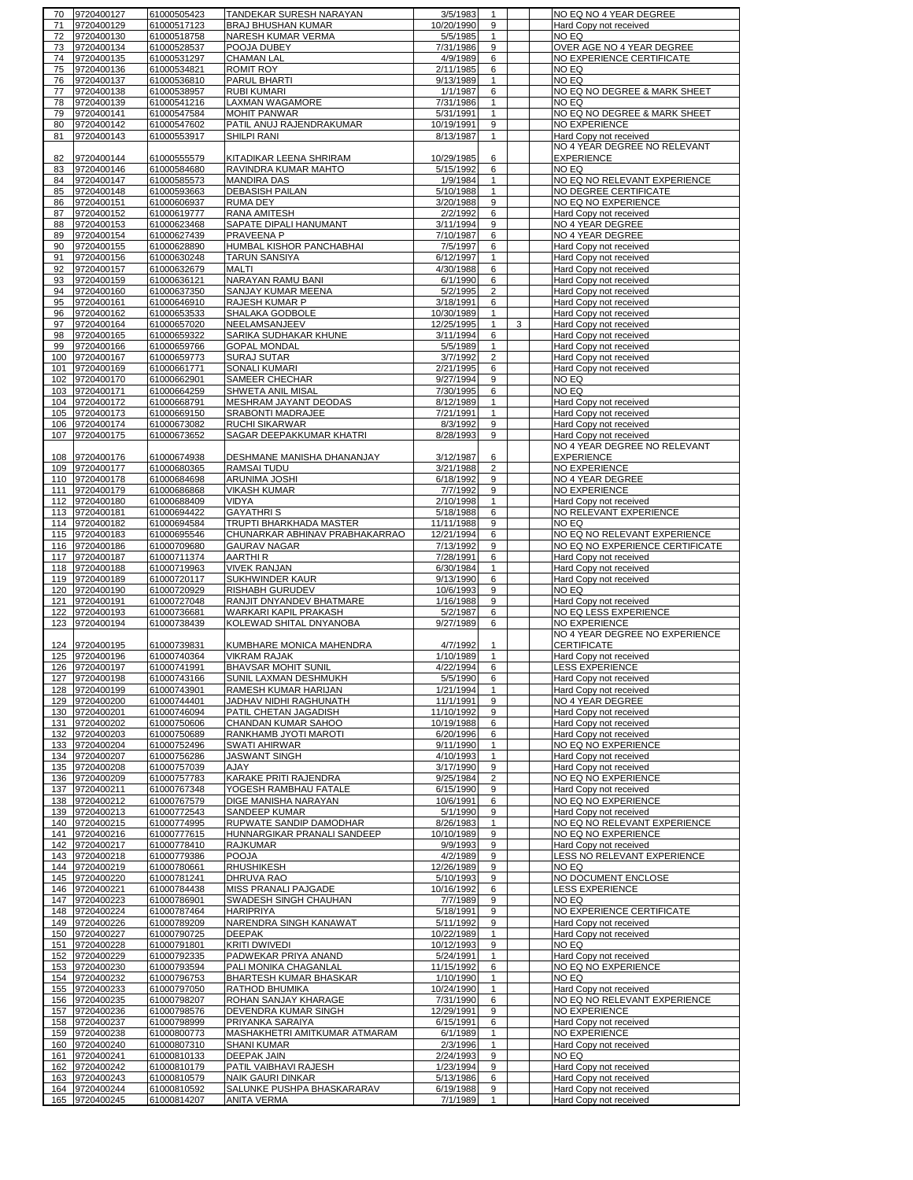| | | | | | | | | |
|---|---|---|---|---|---|---|---|---|
| 70 | 9720400127 | 61000505423 | TANDEKAR SURESH NARAYAN | 3/5/1983 | 1 | | | NO EQ NO 4 YEAR DEGREE |
| 71 | 9720400129 | 61000517123 | BRAJ BHUSHAN KUMAR | 10/20/1990 | 9 | | | Hard Copy not received |
| 72 | 9720400130 | 61000518758 | NARESH KUMAR VERMA | 5/5/1985 | 1 | | | NO EQ |
| 73 | 9720400134 | 61000528537 | POOJA DUBEY | 7/31/1986 | 9 | | | OVER AGE NO 4 YEAR DEGREE |
| 74 | 9720400135 | 61000531297 | CHAMAN LAL | 4/9/1989 | 6 | | | NO EXPERIENCE CERTIFICATE |
| 75 | 9720400136 | 61000534821 | ROMIT ROY | 2/11/1985 | 6 | | | NO EQ |
| 76 | 9720400137 | 61000536810 | PARUL BHARTI | 9/13/1989 | 1 | | | NO EQ |
| 77 | 9720400138 | 61000538957 | RUBI KUMARI | 1/1/1987 | 6 | | | NO EQ NO DEGREE & MARK SHEET |
| 78 | 9720400139 | 61000541216 | LAXMAN WAGAMORE | 7/31/1986 | 1 | | | NO EQ |
| 79 | 9720400141 | 61000547584 | MOHIT PANWAR | 5/31/1991 | 1 | | | NO EQ NO DEGREE & MARK SHEET |
| 80 | 9720400142 | 61000547602 | PATIL ANUJ RAJENDRAKUMAR | 10/19/1991 | 9 | | | NO EXPERIENCE |
| 81 | 9720400143 | 61000553917 | SHILPI RANI | 8/13/1987 | 1 | | | Hard Copy not received |
| 82 | 9720400144 | 61000555579 | KITADIKAR LEENA SHRIRAM | 10/29/1985 | 6 | | | NO 4 YEAR DEGREE NO RELEVANT EXPERIENCE |
| 83 | 9720400146 | 61000584680 | RAVINDRA KUMAR MAHTO | 5/15/1992 | 6 | | | NO EQ |
| 84 | 9720400147 | 61000585573 | MANDIRA DAS | 1/9/1984 | 1 | | | NO EQ NO RELEVANT EXPERIENCE |
| 85 | 9720400148 | 61000593663 | DEBASISH PAILAN | 5/10/1988 | 1 | | | NO DEGREE CERTIFICATE |
| 86 | 9720400151 | 61000606937 | RUMA DEY | 3/20/1988 | 9 | | | NO EQ NO EXPERIENCE |
| 87 | 9720400152 | 61000619777 | RANA AMITESH | 2/2/1992 | 6 | | | Hard Copy not received |
| 88 | 9720400153 | 61000623468 | SAPATE DIPALI HANUMANT | 3/11/1994 | 9 | | | NO 4 YEAR DEGREE |
| 89 | 9720400154 | 61000627439 | PRAVEENA P | 7/10/1987 | 6 | | | NO 4 YEAR DEGREE |
| 90 | 9720400155 | 61000628890 | HUMBAL KISHOR PANCHABHAI | 7/5/1997 | 6 | | | Hard Copy not received |
| 91 | 9720400156 | 61000630248 | TARUN SANSIYA | 6/12/1997 | 1 | | | Hard Copy not received |
| 92 | 9720400157 | 61000632679 | MALTI | 4/30/1988 | 6 | | | Hard Copy not received |
| 93 | 9720400159 | 61000636121 | NARAYAN RAMU BANI | 6/1/1990 | 6 | | | Hard Copy not received |
| 94 | 9720400160 | 61000637350 | SANJAY KUMAR MEENA | 5/2/1995 | 2 | | | Hard Copy not received |
| 95 | 9720400161 | 61000646910 | RAJESH KUMAR P | 3/18/1991 | 6 | | | Hard Copy not received |
| 96 | 9720400162 | 61000653533 | SHALAKA GODBOLE | 10/30/1989 | 1 | | | Hard Copy not received |
| 97 | 9720400164 | 61000657020 | NEELAMSANJEEV | 12/25/1995 | 1 | 3 | | Hard Copy not received |
| 98 | 9720400165 | 61000659322 | SARIKA SUDHAKAR KHUNE | 3/11/1994 | 6 | | | Hard Copy not received |
| 99 | 9720400166 | 61000659766 | GOPAL MONDAL | 5/5/1989 | 1 | | | Hard Copy not received |
| 100 | 9720400167 | 61000659773 | SURAJ SUTAR | 3/7/1992 | 2 | | | Hard Copy not received |
| 101 | 9720400169 | 61000661771 | SONALI KUMARI | 2/21/1995 | 6 | | | Hard Copy not received |
| 102 | 9720400170 | 61000662901 | SAMEER CHECHAR | 9/27/1994 | 9 | | | NO EQ |
| 103 | 9720400171 | 61000664259 | SHWETA ANIL MISAL | 7/30/1995 | 6 | | | NO EQ |
| 104 | 9720400172 | 61000668791 | MESHRAM JAYANT DEODAS | 8/12/1989 | 1 | | | Hard Copy not received |
| 105 | 9720400173 | 61000669150 | SRABONTI MADRAJEE | 7/21/1991 | 1 | | | Hard Copy not received |
| 106 | 9720400174 | 61000673082 | RUCHI SIKARWAR | 8/3/1992 | 9 | | | Hard Copy not received |
| 107 | 9720400175 | 61000673652 | SAGAR DEEPAKKUMAR KHATRI | 8/28/1993 | 9 | | | Hard Copy not received |
| 108 | 9720400176 | 61000674938 | DESHMANE MANISHA DHANANJAY | 3/12/1987 | 6 | | | NO 4 YEAR DEGREE NO RELEVANT EXPERIENCE |
| 109 | 9720400177 | 61000680365 | RAMSAI TUDU | 3/21/1988 | 2 | | | NO EXPERIENCE |
| 110 | 9720400178 | 61000684698 | ARUNIMA JOSHI | 6/18/1992 | 9 | | | NO 4 YEAR DEGREE |
| 111 | 9720400179 | 61000686868 | VIKASH KUMAR | 7/7/1992 | 9 | | | NO EXPERIENCE |
| 112 | 9720400180 | 61000688409 | VIDYA | 2/10/1998 | 1 | | | Hard Copy not received |
| 113 | 9720400181 | 61000694422 | GAYATHRI S | 5/18/1988 | 6 | | | NO RELEVANT EXPERIENCE |
| 114 | 9720400182 | 61000694584 | TRUPTI BHARKHADA MASTER | 11/11/1988 | 9 | | | NO EQ |
| 115 | 9720400183 | 61000695546 | CHUNARKAR ABHINAV PRABHAKARRAO | 12/21/1994 | 6 | | | NO EQ NO RELEVANT EXPERIENCE |
| 116 | 9720400186 | 61000709680 | GAURAV NAGAR | 7/13/1992 | 9 | | | NO EQ NO EXPERIENCE CERTIFICATE |
| 117 | 9720400187 | 61000711374 | AARTHI R | 7/28/1991 | 6 | | | Hard Copy not received |
| 118 | 9720400188 | 61000719963 | VIVEK RANJAN | 6/30/1984 | 1 | | | Hard Copy not received |
| 119 | 9720400189 | 61000720117 | SUKHWINDER KAUR | 9/13/1990 | 6 | | | Hard Copy not received |
| 120 | 9720400190 | 61000720929 | RISHABH GURUDEV | 10/6/1993 | 9 | | | NO EQ |
| 121 | 9720400191 | 61000727048 | RANJIT DNYANDEV BHATMARE | 1/16/1988 | 9 | | | Hard Copy not received |
| 122 | 9720400193 | 61000736681 | WARKARI KAPIL PRAKASH | 5/2/1987 | 6 | | | NO EQ LESS EXPERIENCE |
| 123 | 9720400194 | 61000738439 | KOLEWAD SHITAL DNYANOBA | 9/27/1989 | 6 | | | NO EXPERIENCE |
| 124 | 9720400195 | 61000739831 | KUMBHARE MONICA MAHENDRA | 4/7/1992 | 1 | | | NO 4 YEAR DEGREE NO EXPERIENCE CERTIFICATE |
| 125 | 9720400196 | 61000740364 | VIKRAM RAJAK | 1/10/1989 | 1 | | | Hard Copy not received |
| 126 | 9720400197 | 61000741991 | BHAVSAR MOHIT SUNIL | 4/22/1994 | 6 | | | LESS EXPERIENCE |
| 127 | 9720400198 | 61000743166 | SUNIL LAXMAN DESHMUKH | 5/5/1990 | 6 | | | Hard Copy not received |
| 128 | 9720400199 | 61000743901 | RAMESH KUMAR HARIJAN | 1/21/1994 | 1 | | | Hard Copy not received |
| 129 | 9720400200 | 61000744401 | JADHAV NIDHI RAGHUNATH | 11/1/1991 | 9 | | | NO 4 YEAR DEGREE |
| 130 | 9720400201 | 61000746094 | PATIL CHETAN JAGADISH | 11/10/1992 | 9 | | | Hard Copy not received |
| 131 | 9720400202 | 61000750606 | CHANDAN KUMAR SAHOO | 10/19/1988 | 6 | | | Hard Copy not received |
| 132 | 9720400203 | 61000750689 | RANKHAMB JYOTI MAROTI | 6/20/1996 | 6 | | | Hard Copy not received |
| 133 | 9720400204 | 61000752496 | SWATI AHIRWAR | 9/11/1990 | 1 | | | NO EQ NO EXPERIENCE |
| 134 | 9720400207 | 61000756286 | JASWANT SINGH | 4/10/1993 | 1 | | | Hard Copy not received |
| 135 | 9720400208 | 61000757039 | AJAY | 3/17/1990 | 9 | | | Hard Copy not received |
| 136 | 9720400209 | 61000757783 | KARAKE PRITI RAJENDRA | 9/25/1984 | 2 | | | NO EQ NO EXPERIENCE |
| 137 | 9720400211 | 61000767348 | YOGESH RAMBHAU FATALE | 6/15/1990 | 9 | | | Hard Copy not received |
| 138 | 9720400212 | 61000767579 | DIGE MANISHA NARAYAN | 10/6/1991 | 6 | | | NO EQ NO EXPERIENCE |
| 139 | 9720400213 | 61000772543 | SANDEEP KUMAR | 5/1/1990 | 9 | | | Hard Copy not received |
| 140 | 9720400215 | 61000774995 | RUPWATE SANDIP DAMODHAR | 8/26/1983 | 1 | | | NO EQ NO RELEVANT EXPERIENCE |
| 141 | 9720400216 | 61000777615 | HUNNARGIKAR PRANALI SANDEEP | 10/10/1989 | 9 | | | NO EQ NO EXPERIENCE |
| 142 | 9720400217 | 61000778410 | RAJKUMAR | 9/9/1993 | 9 | | | Hard Copy not received |
| 143 | 9720400218 | 61000779386 | POOJA | 4/2/1989 | 9 | | | LESS NO RELEVANT EXPERIENCE |
| 144 | 9720400219 | 61000780661 | RHUSHIKESH | 12/26/1989 | 9 | | | NO EQ |
| 145 | 9720400220 | 61000781241 | DHRUVA RAO | 5/10/1993 | 9 | | | NO DOCUMENT ENCLOSE |
| 146 | 9720400221 | 61000784438 | MISS PRANALI PAJGADE | 10/16/1992 | 6 | | | LESS EXPERIENCE |
| 147 | 9720400223 | 61000786901 | SWADESH SINGH CHAUHAN | 7/7/1989 | 9 | | | NO EQ |
| 148 | 9720400224 | 61000787464 | HARIPRIYA | 5/18/1991 | 9 | | | NO EXPERIENCE CERTIFICATE |
| 149 | 9720400226 | 61000789209 | NARENDRA SINGH KANAWAT | 5/11/1992 | 9 | | | Hard Copy not received |
| 150 | 9720400227 | 61000790725 | DEEPAK | 10/22/1989 | 1 | | | Hard Copy not received |
| 151 | 9720400228 | 61000791801 | KRITI DWIVEDI | 10/12/1993 | 9 | | | NO EQ |
| 152 | 9720400229 | 61000792335 | PADWEKAR PRIYA ANAND | 5/24/1991 | 1 | | | Hard Copy not received |
| 153 | 9720400230 | 61000793594 | PALI MONIKA CHAGANLAL | 11/15/1992 | 6 | | | NO EQ NO EXPERIENCE |
| 154 | 9720400232 | 61000796753 | BHARTESH KUMAR BHASKAR | 1/10/1990 | 1 | | | NO EQ |
| 155 | 9720400233 | 61000797050 | RATHOD BHUMIKA | 10/24/1990 | 1 | | | Hard Copy not received |
| 156 | 9720400235 | 61000798207 | ROHAN SANJAY KHARAGE | 7/31/1990 | 6 | | | NO EQ NO RELEVANT EXPERIENCE |
| 157 | 9720400236 | 61000798576 | DEVENDRA KUMAR SINGH | 12/29/1991 | 9 | | | NO EXPERIENCE |
| 158 | 9720400237 | 61000798999 | PRIYANKA SARAIYA | 6/15/1991 | 6 | | | Hard Copy not received |
| 159 | 9720400238 | 61000800773 | MASHAKHETRI AMITKUMAR ATMARAM | 6/1/1989 | 1 | | | NO EXPERIENCE |
| 160 | 9720400240 | 61000807310 | SHANI KUMAR | 2/3/1996 | 1 | | | Hard Copy not received |
| 161 | 9720400241 | 61000810133 | DEEPAK JAIN | 2/24/1993 | 9 | | | NO EQ |
| 162 | 9720400242 | 61000810179 | PATIL VAIBHAVI RAJESH | 1/23/1994 | 9 | | | Hard Copy not received |
| 163 | 9720400243 | 61000810579 | NAIK GAURI DINKAR | 5/13/1986 | 6 | | | Hard Copy not received |
| 164 | 9720400244 | 61000810592 | SALUNKE PUSHPA BHASKARARAV | 6/19/1988 | 9 | | | Hard Copy not received |
| 165 | 9720400245 | 61000814207 | ANITA VERMA | 7/1/1989 | 1 | | | Hard Copy not received |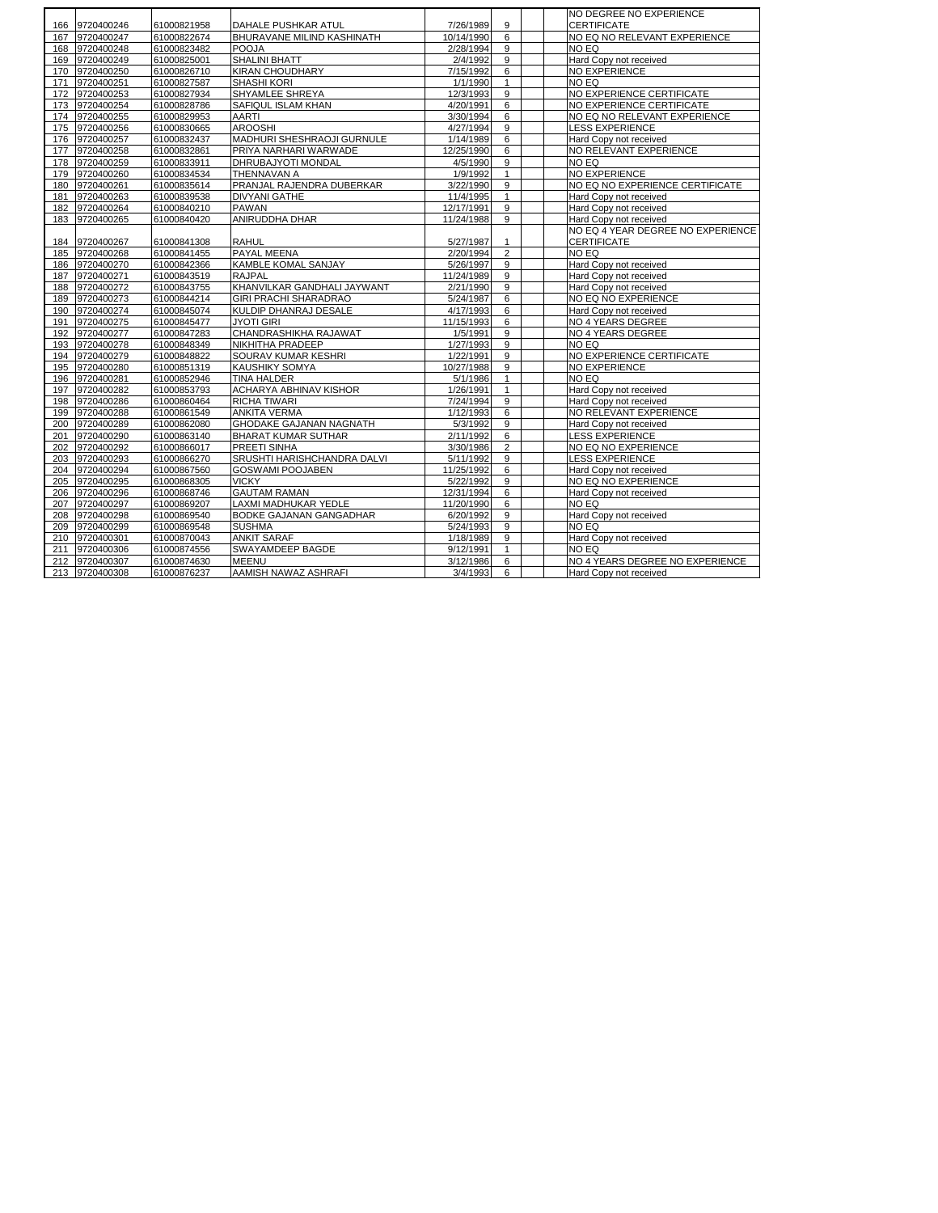| | | | | | | | | |
|---|---|---|---|---|---|---|---|---|
| 166 | 9720400246 | 61000821958 | DAHALE PUSHKAR ATUL | 7/26/1989 | 9 | | | NO DEGREE NO EXPERIENCE CERTIFICATE |
| 167 | 9720400247 | 61000822674 | BHURAVANE MILIND KASHINATH | 10/14/1990 | 6 | | | NO EQ NO RELEVANT EXPERIENCE |
| 168 | 9720400248 | 61000823482 | POOJA | 2/28/1994 | 9 | | | NO EQ |
| 169 | 9720400249 | 61000825001 | SHALINI BHATT | 2/4/1992 | 9 | | | Hard Copy not received |
| 170 | 9720400250 | 61000826710 | KIRAN CHOUDHARY | 7/15/1992 | 6 | | | NO EXPERIENCE |
| 171 | 9720400251 | 61000827587 | SHASHI KORI | 1/1/1990 | 1 | | | NO EQ |
| 172 | 9720400253 | 61000827934 | SHYAMLEE SHREYA | 12/3/1993 | 9 | | | NO EXPERIENCE CERTIFICATE |
| 173 | 9720400254 | 61000828786 | SAFIQUL ISLAM KHAN | 4/20/1991 | 6 | | | NO EXPERIENCE CERTIFICATE |
| 174 | 9720400255 | 61000829953 | AARTI | 3/30/1994 | 6 | | | NO EQ NO RELEVANT EXPERIENCE |
| 175 | 9720400256 | 61000830665 | AROOSHI | 4/27/1994 | 9 | | | LESS EXPERIENCE |
| 176 | 9720400257 | 61000832437 | MADHURI SHESHRAOJI GURNULE | 1/14/1989 | 6 | | | Hard Copy not received |
| 177 | 9720400258 | 61000832861 | PRIYA NARHARI WARWADE | 12/25/1990 | 6 | | | NO RELEVANT EXPERIENCE |
| 178 | 9720400259 | 61000833911 | DHRUBAJYOTI MONDAL | 4/5/1990 | 9 | | | NO EQ |
| 179 | 9720400260 | 61000834534 | THENNAVAN A | 1/9/1992 | 1 | | | NO EXPERIENCE |
| 180 | 9720400261 | 61000835614 | PRANJAL RAJENDRA DUBERKAR | 3/22/1990 | 9 | | | NO EQ NO EXPERIENCE CERTIFICATE |
| 181 | 9720400263 | 61000839538 | DIVYANI GATHE | 11/4/1995 | 1 | | | Hard Copy not received |
| 182 | 9720400264 | 61000840210 | PAWAN | 12/17/1991 | 9 | | | Hard Copy not received |
| 183 | 9720400265 | 61000840420 | ANIRUDDHA DHAR | 11/24/1988 | 9 | | | Hard Copy not received |
| 184 | 9720400267 | 61000841308 | RAHUL | 5/27/1987 | 1 | | | NO EQ 4 YEAR DEGREE NO EXPERIENCE CERTIFICATE |
| 185 | 9720400268 | 61000841455 | PAYAL MEENA | 2/20/1994 | 2 | | | NO EQ |
| 186 | 9720400270 | 61000842366 | KAMBLE KOMAL SANJAY | 5/26/1997 | 9 | | | Hard Copy not received |
| 187 | 9720400271 | 61000843519 | RAJPAL | 11/24/1989 | 9 | | | Hard Copy not received |
| 188 | 9720400272 | 61000843755 | KHANVILKAR GANDHALI JAYWANT | 2/21/1990 | 9 | | | Hard Copy not received |
| 189 | 9720400273 | 61000844214 | GIRI PRACHI SHARADRAO | 5/24/1987 | 6 | | | NO EQ NO EXPERIENCE |
| 190 | 9720400274 | 61000845074 | KULDIP DHANRAJ DESALE | 4/17/1993 | 6 | | | Hard Copy not received |
| 191 | 9720400275 | 61000845477 | JYOTI GIRI | 11/15/1993 | 6 | | | NO 4 YEARS DEGREE |
| 192 | 9720400277 | 61000847283 | CHANDRASHIKHA RAJAWAT | 1/5/1991 | 9 | | | NO 4 YEARS DEGREE |
| 193 | 9720400278 | 61000848349 | NIKHITHA PRADEEP | 1/27/1993 | 9 | | | NO EQ |
| 194 | 9720400279 | 61000848822 | SOURAV KUMAR KESHRI | 1/22/1991 | 9 | | | NO EXPERIENCE CERTIFICATE |
| 195 | 9720400280 | 61000851319 | KAUSHIKY SOMYA | 10/27/1988 | 9 | | | NO EXPERIENCE |
| 196 | 9720400281 | 61000852946 | TINA HALDER | 5/1/1986 | 1 | | | NO EQ |
| 197 | 9720400282 | 61000853793 | ACHARYA ABHINAV KISHOR | 1/26/1991 | 1 | | | Hard Copy not received |
| 198 | 9720400286 | 61000860464 | RICHA TIWARI | 7/24/1994 | 9 | | | Hard Copy not received |
| 199 | 9720400288 | 61000861549 | ANKITA VERMA | 1/12/1993 | 6 | | | NO RELEVANT EXPERIENCE |
| 200 | 9720400289 | 61000862080 | GHODAKE GAJANAN NAGNATH | 5/3/1992 | 9 | | | Hard Copy not received |
| 201 | 9720400290 | 61000863140 | BHARAT KUMAR SUTHAR | 2/11/1992 | 6 | | | LESS EXPERIENCE |
| 202 | 9720400292 | 61000866017 | PREETI SINHA | 3/30/1986 | 2 | | | NO EQ NO EXPERIENCE |
| 203 | 9720400293 | 61000866270 | SRUSHTI HARISHCHANDRA DALVI | 5/11/1992 | 9 | | | LESS EXPERIENCE |
| 204 | 9720400294 | 61000867560 | GOSWAMI POOJABEN | 11/25/1992 | 6 | | | Hard Copy not received |
| 205 | 9720400295 | 61000868305 | VICKY | 5/22/1992 | 9 | | | NO EQ NO EXPERIENCE |
| 206 | 9720400296 | 61000868746 | GAUTAM RAMAN | 12/31/1994 | 6 | | | Hard Copy not received |
| 207 | 9720400297 | 61000869207 | LAXMI MADHUKAR YEDLE | 11/20/1990 | 6 | | | NO EQ |
| 208 | 9720400298 | 61000869540 | BODKE GAJANAN GANGADHAR | 6/20/1992 | 9 | | | Hard Copy not received |
| 209 | 9720400299 | 61000869548 | SUSHMA | 5/24/1993 | 9 | | | NO EQ |
| 210 | 9720400301 | 61000870043 | ANKIT SARAF | 1/18/1989 | 9 | | | Hard Copy not received |
| 211 | 9720400306 | 61000874556 | SWAYAMDEEP BAGDE | 9/12/1991 | 1 | | | NO EQ |
| 212 | 9720400307 | 61000874630 | MEENU | 3/12/1986 | 6 | | | NO 4 YEARS DEGREE NO EXPERIENCE |
| 213 | 9720400308 | 61000876237 | AAMISH NAWAZ ASHRAFI | 3/4/1993 | 6 | | | Hard Copy not received |